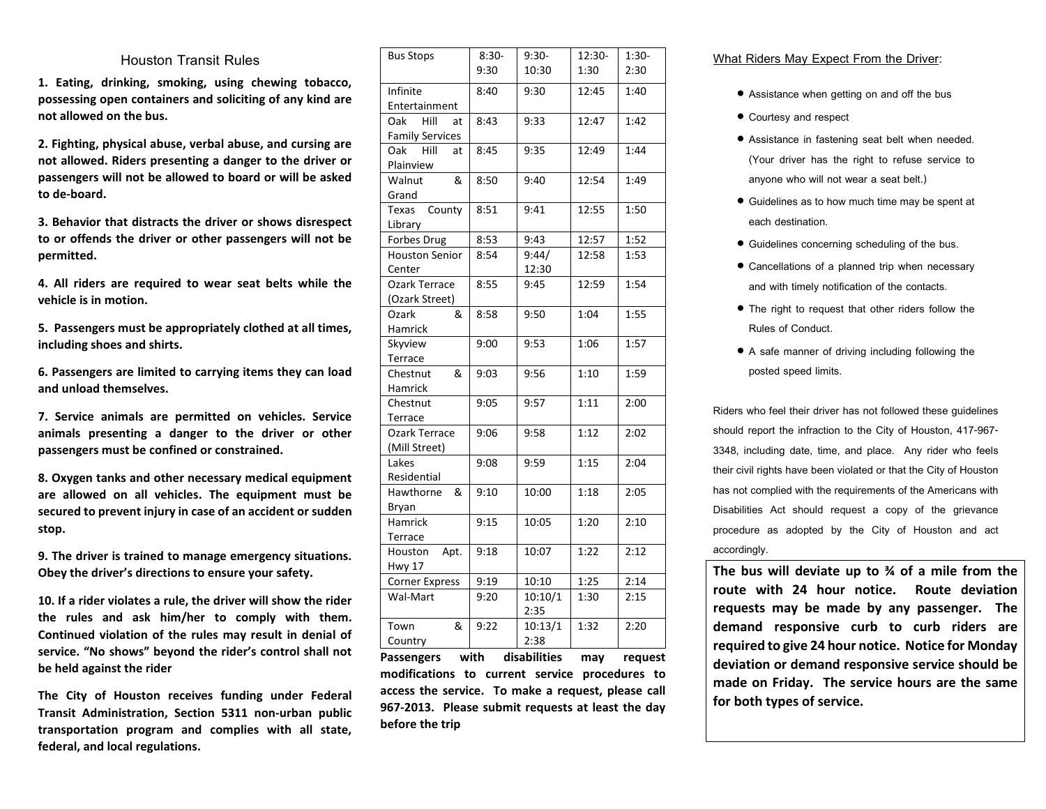## Houston Transit Rules

**1. Eating, drinking, smoking, using chewing tobacco, possessing open containers and soliciting of any kind are not allowed on the bus.**

**2. Fighting, physical abuse, verbal abuse, and cursing are not allowed. Riders presenting a danger to the driver or passengers will not be allowed to board or will be asked to de-board.**

**3. Behavior that distracts the driver or shows disrespect to or offends the driver or other passengers will not be permitted.**

**4. All riders are required to wear seat belts while the vehicle is in motion.**

**5. Passengers must be appropriately clothed at all times, including shoes and shirts.**

**6. Passengers are limited to carrying items they can load and unload themselves.**

**7. Service animals are permitted on vehicles. Service animals presenting a danger to the driver or other passengers must be confined or constrained.**

**8. Oxygen tanks and other necessary medical equipment are allowed on all vehicles. The equipment must be secured to prevent injury in case of an accident or sudden stop.**

**9. The driver is trained to manage emergency situations. Obey the driver's directions to ensure your safety.**

**10. If a rider violates a rule, the driver will show the rider the rules and ask him/her to comply with them. Continued violation of the rules may result in denial of service. "No shows" beyond the rider's control shall not be held against the rider**

**The City of Houston receives funding under Federal Transit Administration, Section 5311 non-urban public transportation program and complies with all state, federal, and local regulations.**

| Bus Stops | 8:30-9:30 | 9:30-10:30 | 12:30-1:30 | 1:30-2:30 |
|---|---|---|---|---|
| Infinite Entertainment | 8:40 | 9:30 | 12:45 | 1:40 |
| Oak Hill at Family Services | 8:43 | 9:33 | 12:47 | 1:42 |
| Oak Hill at Plainview | 8:45 | 9:35 | 12:49 | 1:44 |
| Walnut & Grand | 8:50 | 9:40 | 12:54 | 1:49 |
| Texas County Library | 8:51 | 9:41 | 12:55 | 1:50 |
| Forbes Drug | 8:53 | 9:43 | 12:57 | 1:52 |
| Houston Senior Center | 8:54 | 9:44/ 12:30 | 12:58 | 1:53 |
| Ozark Terrace (Ozark Street) | 8:55 | 9:45 | 12:59 | 1:54 |
| Ozark & Hamrick | 8:58 | 9:50 | 1:04 | 1:55 |
| Skyview Terrace | 9:00 | 9:53 | 1:06 | 1:57 |
| Chestnut & Hamrick | 9:03 | 9:56 | 1:10 | 1:59 |
| Chestnut Terrace | 9:05 | 9:57 | 1:11 | 2:00 |
| Ozark Terrace (Mill Street) | 9:06 | 9:58 | 1:12 | 2:02 |
| Lakes Residential | 9:08 | 9:59 | 1:15 | 2:04 |
| Hawthorne & Bryan | 9:10 | 10:00 | 1:18 | 2:05 |
| Hamrick Terrace | 9:15 | 10:05 | 1:20 | 2:10 |
| Houston Apt. Hwy 17 | 9:18 | 10:07 | 1:22 | 2:12 |
| Corner Express | 9:19 | 10:10 | 1:25 | 2:14 |
| Wal-Mart | 9:20 | 10:10/1 2:35 | 1:30 | 2:15 |
| Town & Country | 9:22 | 10:13/1 2:38 | 1:32 | 2:20 |

**Passengers with disabilities may request modifications to current service procedures to access the service. To make a request, please call 967-2013. Please submit requests at least the day before the trip**

What Riders May Expect From the Driver:

- Assistance when getting on and off the bus
- Courtesy and respect
- Assistance in fastening seat belt when needed. (Your driver has the right to refuse service to anyone who will not wear a seat belt.)
- Guidelines as to how much time may be spent at each destination.
- Guidelines concerning scheduling of the bus.
- Cancellations of a planned trip when necessary and with timely notification of the contacts.
- The right to request that other riders follow the Rules of Conduct.
- A safe manner of driving including following the posted speed limits.

Riders who feel their driver has not followed these guidelines should report the infraction to the City of Houston, 417-967-3348, including date, time, and place. Any rider who feels their civil rights have been violated or that the City of Houston has not complied with the requirements of the Americans with Disabilities Act should request a copy of the grievance procedure as adopted by the City of Houston and act accordingly.

**The bus will deviate up to ¾ of a mile from the route with 24 hour notice. Route deviation requests may be made by any passenger. The demand responsive curb to curb riders are required to give 24 hour notice. Notice for Monday deviation or demand responsive service should be made on Friday. The service hours are the same for both types of service.**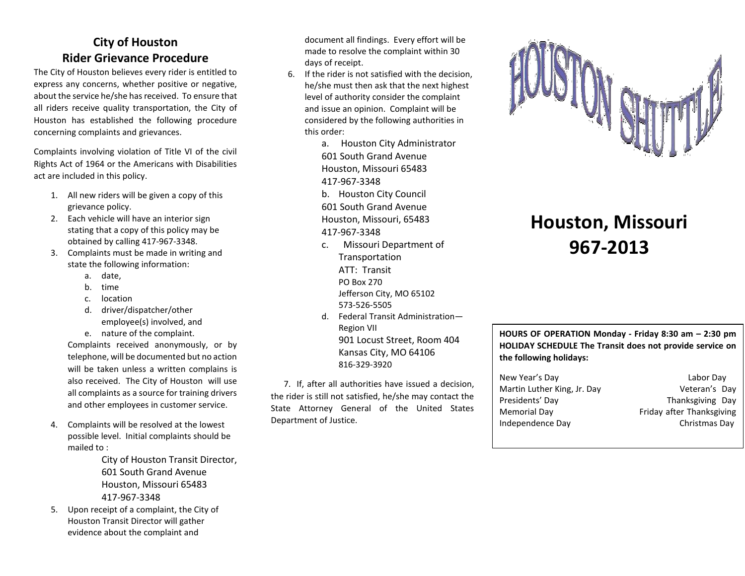## City of Houston
## Rider Grievance Procedure

The City of Houston believes every rider is entitled to express any concerns, whether positive or negative, about the service he/she has received. To ensure that all riders receive quality transportation, the City of Houston has established the following procedure concerning complaints and grievances.

Complaints involving violation of Title VI of the civil Rights Act of 1964 or the Americans with Disabilities act are included in this policy.

1. All new riders will be given a copy of this grievance policy.
2. Each vehicle will have an interior sign stating that a copy of this policy may be obtained by calling 417-967-3348.
3. Complaints must be made in writing and state the following information:
    a. date,
    b. time
    c. location
    d. driver/dispatcher/other employee(s) involved, and
    e. nature of the complaint.

   Complaints received anonymously, or by telephone, will be documented but no action will be taken unless a written complains is also received. The City of Houston will use all complaints as a source for training drivers and other employees in customer service.

4. Complaints will be resolved at the lowest possible level. Initial complaints should be mailed to :

   City of Houston Transit Director,
   601 South Grand Avenue
   Houston, Missouri 65483
   417-967-3348

5. Upon receipt of a complaint, the City of Houston Transit Director will gather evidence about the complaint and document all findings. Every effort will be made to resolve the complaint within 30 days of receipt.
6. If the rider is not satisfied with the decision, he/she must then ask that the next highest level of authority consider the complaint and issue an opinion. Complaint will be considered by the following authorities in this order:
    a. Houston City Administrator
       601 South Grand Avenue
       Houston, Missouri 65483
       417-967-3348
    b. Houston City Council
       601 South Grand Avenue
       Houston, Missouri, 65483
       417-967-3348
    c. Missouri Department of Transportation
       ATT: Transit
       PO Box 270
       Jefferson City, MO 65102
       573-526-5505
    d. Federal Transit Administration—Region VII
       901 Locust Street, Room 404
       Kansas City, MO 64106
       816-329-3920

7. If, after all authorities have issued a decision, the rider is still not satisfied, he/she may contact the State Attorney General of the United States Department of Justice.

# HOUSTON SHUTTLE

# Houston, Missouri
# 967-2013

**HOURS OF OPERATION Monday - Friday 8:30 am – 2:30 pm**
**HOLIDAY SCHEDULE The Transit does not provide service on the following holidays:**

| | |
|---|---|
| New Year's Day | Labor Day |
| Martin Luther King, Jr. Day | Veteran's Day |
| Presidents' Day | Thanksgiving Day |
| Memorial Day | Friday after Thanksgiving |
| Independence Day | Christmas Day |